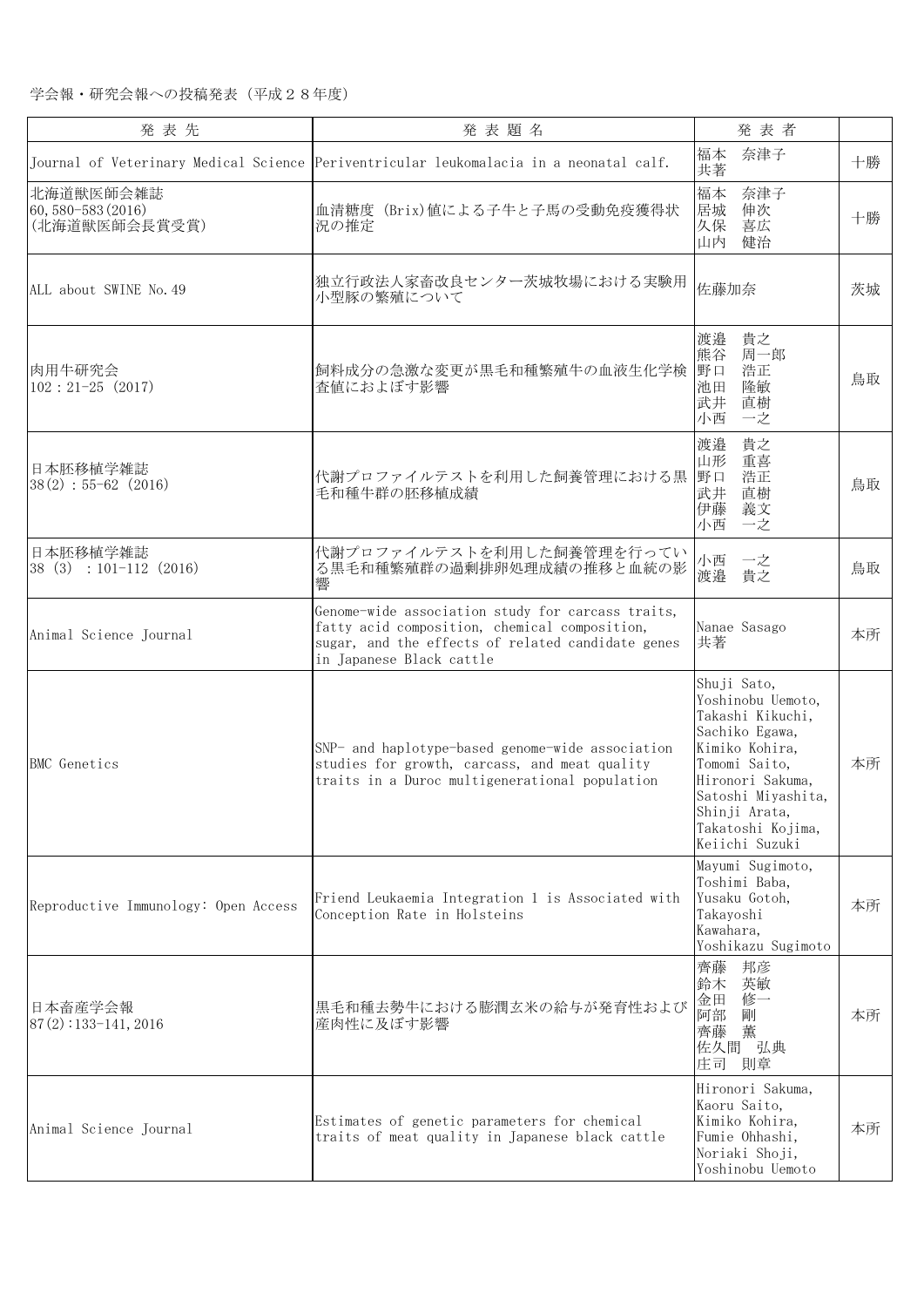学会報・研究会報への投稿発表（平成２８年度）

| 発 表 先 | 発 表 題 名 | 発 表 者 | |
|---|---|---|---|
| Journal of Veterinary Medical Science | Periventricular leukomalacia in a neonatal calf. | 福本　奈津子<br>共著 | 十勝 |
| 北海道獣医師会雑誌<br>60,580-583(2016)<br>(北海道獣医師会長賞受賞) | 血清糖度（Brix)値による子牛と子馬の受動免疫獲得状況の推定 | 福本　奈津子<br>居城　伸次<br>久保　喜広<br>山内　健治 | 十勝 |
| ALL about SWINE No.49 | 独立行政法人家畜改良センター茨城牧場における実験用小型豚の繁殖について | 佐藤加奈 | 茨城 |
| 肉用牛研究会<br>102：21-25（2017) | 飼料成分の急激な変更が黒毛和種繁殖牛の血液生化学検査値におよぼす影響 | 渡邉　貴之<br>熊谷　周一郎<br>野口　浩正<br>池田　隆敏<br>武井　直樹<br>小西　一之 | 鳥取 |
| 日本胚移植学雑誌<br>38(2)：55-62（2016) | 代謝プロファイルテストを利用した飼養管理における黒毛和種牛群の胚移植成績 | 渡邉　貴之<br>山形　重喜<br>野口　浩正<br>武井　直樹<br>伊藤　義文<br>小西　一之 | 鳥取 |
| 日本胚移植学雑誌<br>38 (3) ：101-112 (2016) | 代謝プロファイルテストを利用した飼養管理を行っている黒毛和種繁殖群の過剰排卵処理成績の推移と血統の影響 | 小西　一之<br>渡邉　貴之 | 鳥取 |
| Animal Science Journal | Genome-wide association study for carcass traits, fatty acid composition, chemical composition, sugar, and the effects of related candidate genes in Japanese Black cattle | Nanae Sasago<br>共著 | 本所 |
| BMC Genetics | SNP- and haplotype-based genome-wide association studies for growth, carcass, and meat quality traits in a Duroc multigenerational population | Shuji Sato,<br>Yoshinobu Uemoto,<br>Takashi Kikuchi,<br>Sachiko Egawa,<br>Kimiko Kohira,<br>Tomomi Saito,<br>Hironori Sakuma,<br>Satoshi Miyashita,<br>Shinji Arata,<br>Takatoshi Kojima,<br>Keiichi Suzuki | 本所 |
| Reproductive Immunology: Open Access | Friend Leukaemia Integration 1 is Associated with Conception Rate in Holsteins | Mayumi Sugimoto,<br>Toshimi Baba,<br>Yusaku Gotoh,<br>Takayoshi Kawahara,<br>Yoshikazu Sugimoto | 本所 |
| 日本畜産学会報<br>87(2):133-141,2016 | 黒毛和種去勢牛における膨潤玄米の給与が発育性および産肉性に及ぼす影響 | 齊藤　邦彦<br>鈴木　英敏<br>金田　修一<br>阿部　剛<br>齊藤　薫<br>佐久間　弘典<br>庄司　則章 | 本所 |
| Animal Science Journal | Estimates of genetic parameters for chemical traits of meat quality in Japanese black cattle | Hironori Sakuma,<br>Kaoru Saito,<br>Kimiko Kohira,<br>Fumie Ohhashi,<br>Noriaki Shoji,<br>Yoshinobu Uemoto | 本所 |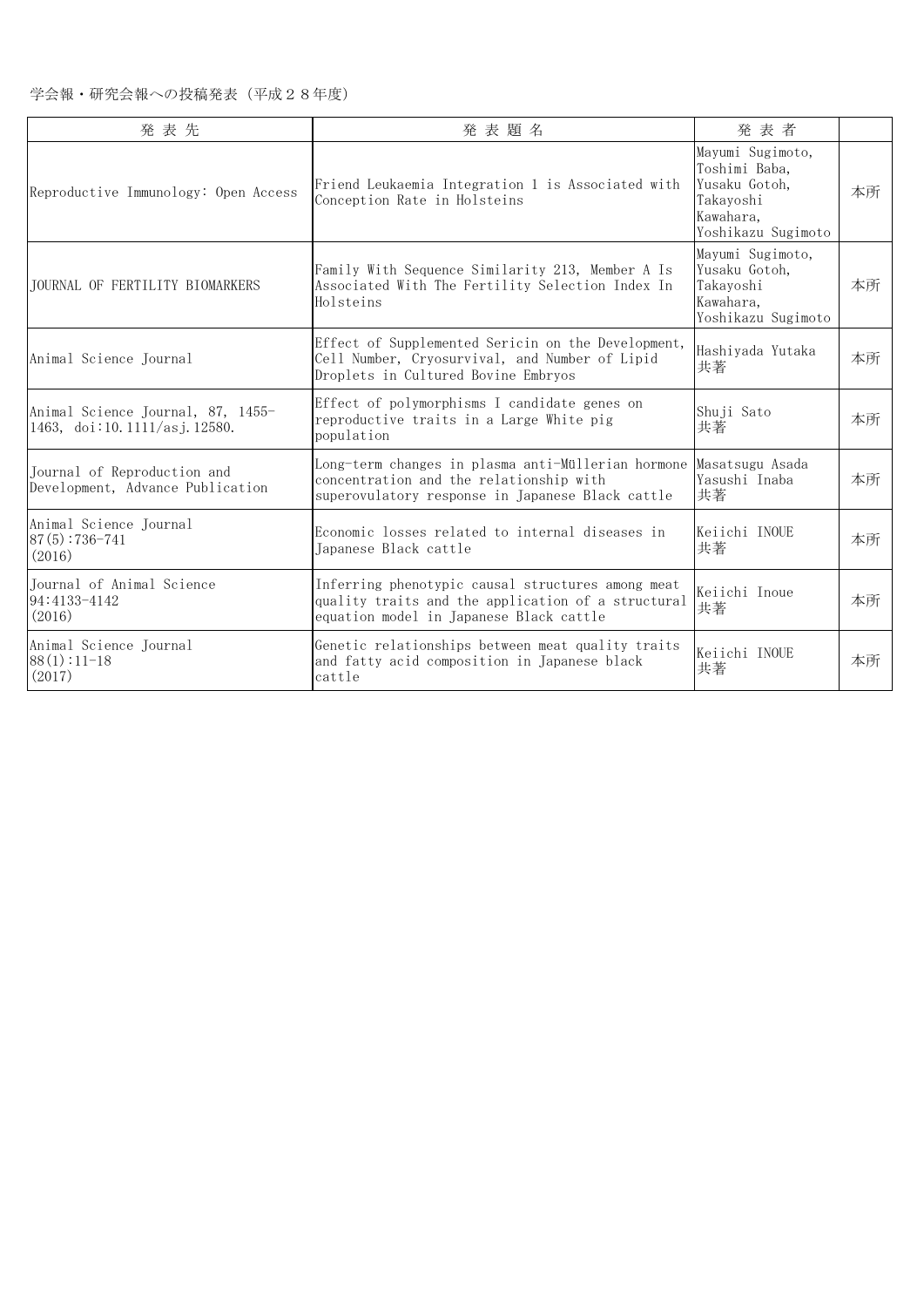学会報・研究会報への投稿発表（平成２８年度）

| 発 表 先 | 発 表 題 名 | 発 表 者 | |
|---|---|---|---|
| Reproductive Immunology: Open Access | Friend Leukaemia Integration 1 is Associated with Conception Rate in Holsteins | Mayumi Sugimoto, Toshimi Baba, Yusaku Gotoh, Takayoshi Kawahara, Yoshikazu Sugimoto | 本所 |
| JOURNAL OF FERTILITY BIOMARKERS | Family With Sequence Similarity 213, Member A Is Associated With The Fertility Selection Index In Holsteins | Mayumi Sugimoto, Yusaku Gotoh, Takayoshi Kawahara, Yoshikazu Sugimoto | 本所 |
| Animal Science Journal | Effect of Supplemented Sericin on the Development, Cell Number, Cryosurvival, and Number of Lipid Droplets in Cultured Bovine Embryos | Hashiyada Yutaka 共著 | 本所 |
| Animal Science Journal, 87, 1455-1463, doi:10.1111/asj.12580. | Effect of polymorphisms I candidate genes on reproductive traits in a Large White pig population | Shuji Sato 共著 | 本所 |
| Journal of Reproduction and Development, Advance Publication | Long-term changes in plasma anti-Müllerian hormone concentration and the relationship with superovulatory response in Japanese Black cattle | Masatsugu Asada Yasushi Inaba 共著 | 本所 |
| Animal Science Journal 87(5):736-741 (2016) | Economic losses related to internal diseases in Japanese Black cattle | Keiichi INOUE 共著 | 本所 |
| Journal of Animal Science 94:4133-4142 (2016) | Inferring phenotypic causal structures among meat quality traits and the application of a structural equation model in Japanese Black cattle | Keiichi Inoue 共著 | 本所 |
| Animal Science Journal 88(1):11-18 (2017) | Genetic relationships between meat quality traits and fatty acid composition in Japanese black cattle | Keiichi INOUE 共著 | 本所 |